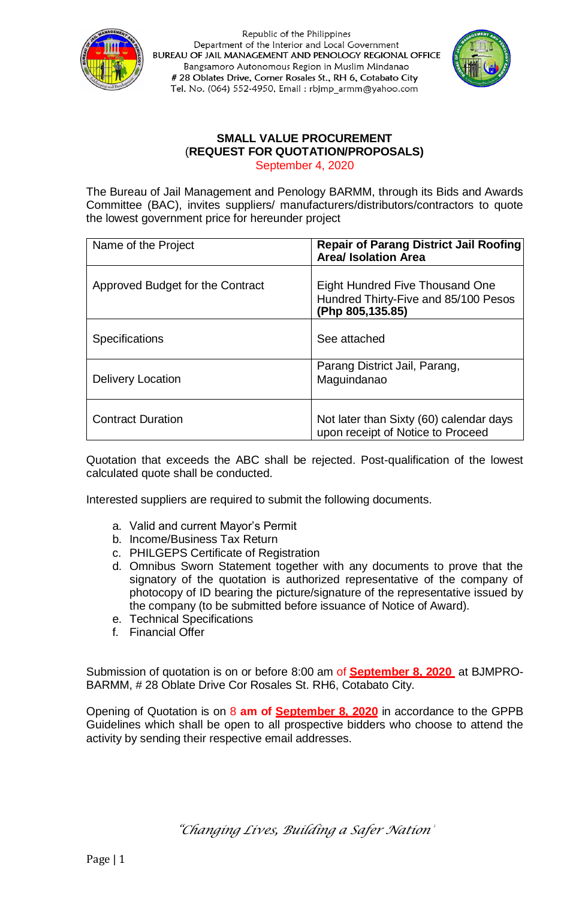Republic of the Philippines
Department of the Interior and Local Government
BUREAU OF JAIL MANAGEMENT AND PENOLOGY REGIONAL OFFICE
Bangsamoro Autonomous Region in Muslim Mindanao
# 28 Oblates Drive, Corner Rosales St., RH 6, Cotabato City
Tel. No. (064) 552-4950, Email : rbjmp_armm@yahoo.com

## SMALL VALUE PROCUREMENT
## (REQUEST FOR QUOTATION/PROPOSALS)

September 4, 2020

The Bureau of Jail Management and Penology BARMM, through its Bids and Awards Committee (BAC), invites suppliers/ manufacturers/distributors/contractors to quote the lowest government price for hereunder project

| Name of the Project | **Repair of Parang District Jail Roofing Area/ Isolation Area** |
|---|---|
| Approved Budget for the Contract | Eight Hundred Five Thousand One Hundred Thirty-Five and 85/100 Pesos **(Php 805,135.85)** |
| Specifications | See attached |
| Delivery Location | Parang District Jail, Parang, Maguindanao |
| Contract Duration | Not later than Sixty (60) calendar days upon receipt of Notice to Proceed |

Quotation that exceeds the ABC shall be rejected. Post-qualification of the lowest calculated quote shall be conducted.

Interested suppliers are required to submit the following documents.

a. Valid and current Mayor's Permit
b. Income/Business Tax Return
c. PHILGEPS Certificate of Registration
d. Omnibus Sworn Statement together with any documents to prove that the signatory of the quotation is authorized representative of the company of photocopy of ID bearing the picture/signature of the representative issued by the company (to be submitted before issuance of Notice of Award).
e. Technical Specifications
f. Financial Offer

Submission of quotation is on or before 8:00 am of **September 8, 2020** at BJMPRO-BARMM, # 28 Oblate Drive Cor Rosales St. RH6, Cotabato City.

Opening of Quotation is on 8 **am of September 8, 2020** in accordance to the GPPB Guidelines which shall be open to all prospective bidders who choose to attend the activity by sending their respective email addresses.

*"Changing Lives, Building a Safer Nation"*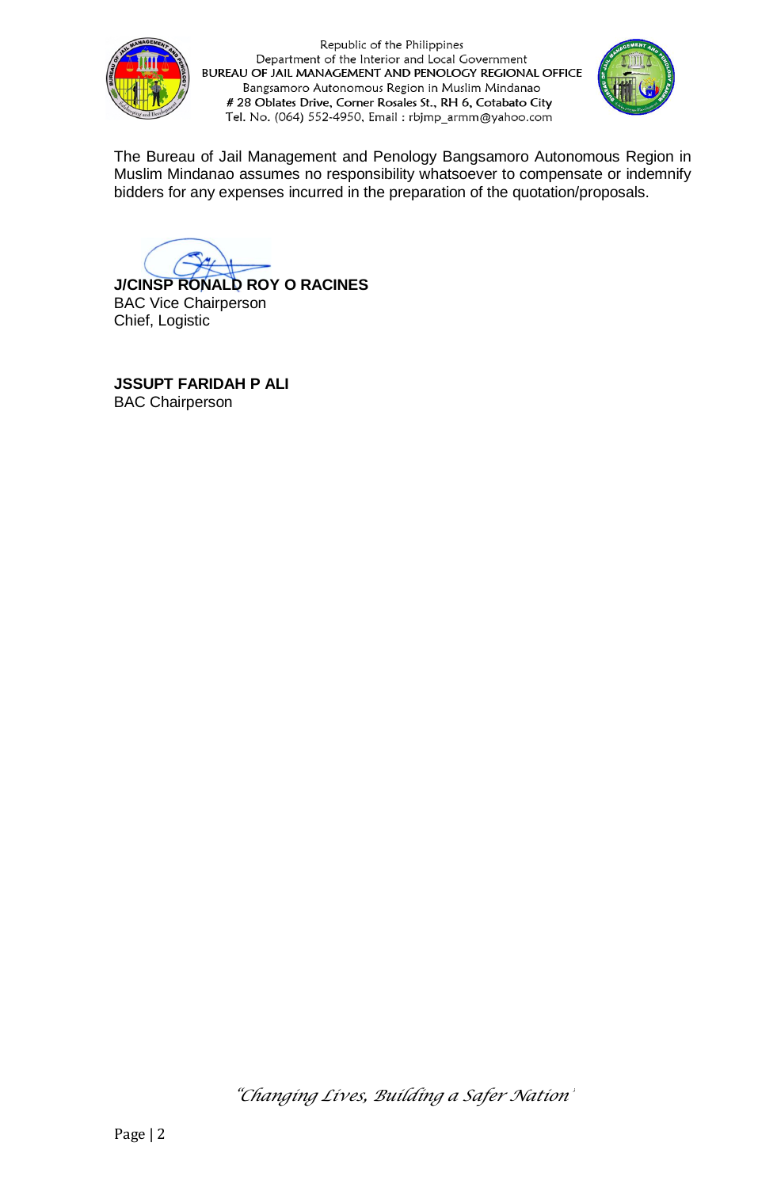The Bureau of Jail Management and Penology Bangsamoro Autonomous Region in Muslim Mindanao assumes no responsibility whatsoever to compensate or indemnify bidders for any expenses incurred in the preparation of the quotation/proposals.

**J/CINSP RONALD ROY O RACINES**
BAC Vice Chairperson
Chief, Logistic

**JSSUPT FARIDAH P ALI**
BAC Chairperson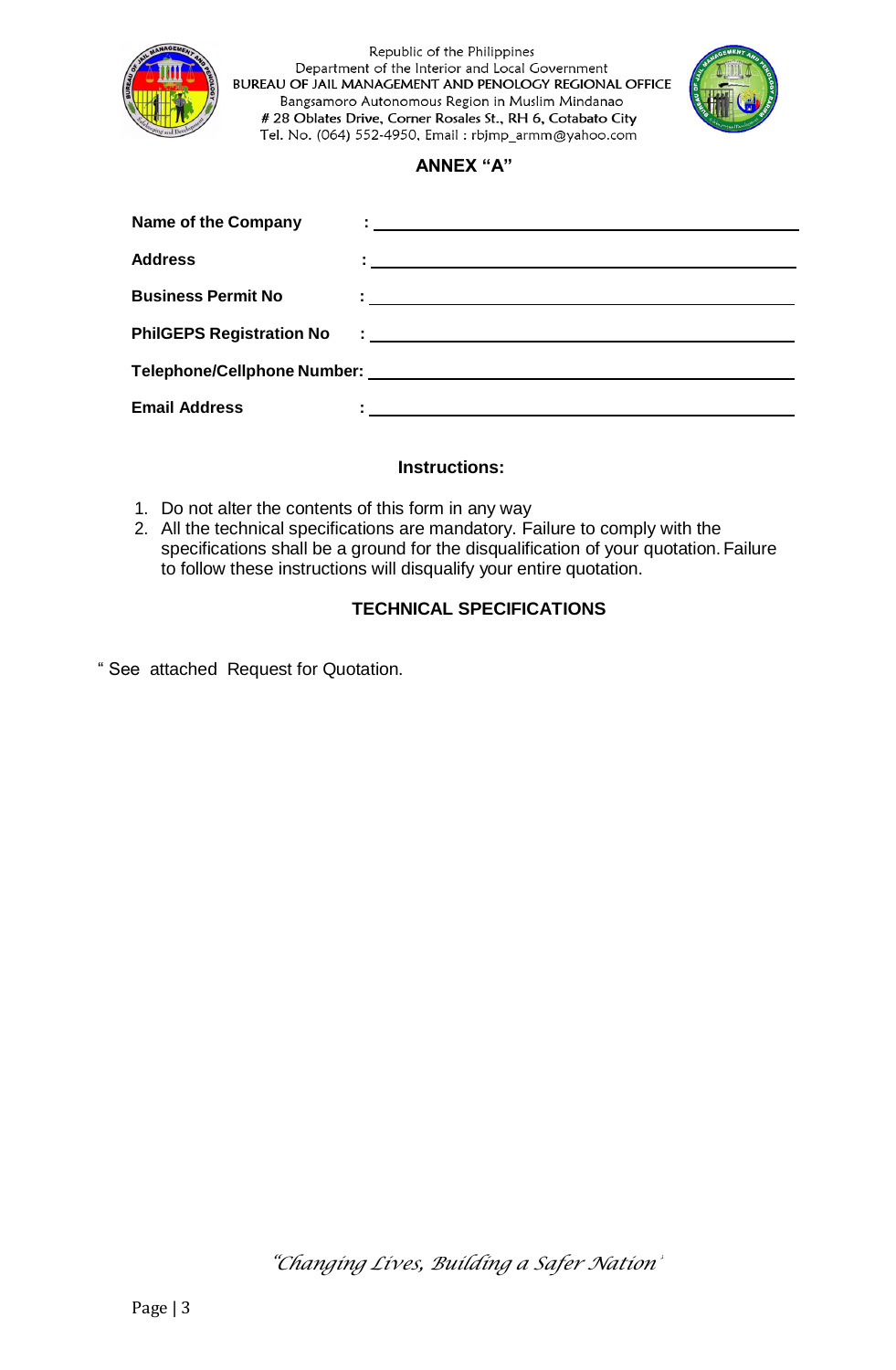Republic of the Philippines
Department of the Interior and Local Government
BUREAU OF JAIL MANAGEMENT AND PENOLOGY REGIONAL OFFICE
Bangsamoro Autonomous Region in Muslim Mindanao
# 28 Oblates Drive, Corner Rosales St., RH 6, Cotabato City
Tel. No. (064) 552-4950, Email : rbjmp_armm@yahoo.com

## ANNEX "A"

**Name of the Company** : ______________________________

**Address** : ______________________________

**Business Permit No** : ______________________________

**PhilGEPS Registration No** : ______________________________

**Telephone/Cellphone Number:** ______________________________

**Email Address** : ______________________________

### Instructions:

1. Do not alter the contents of this form in any way
2. All the technical specifications are mandatory. Failure to comply with the specifications shall be a ground for the disqualification of your quotation. Failure to follow these instructions will disqualify your entire quotation.

### TECHNICAL SPECIFICATIONS

" See attached Request for Quotation.

*"Changing Lives, Building a Safer Nation"*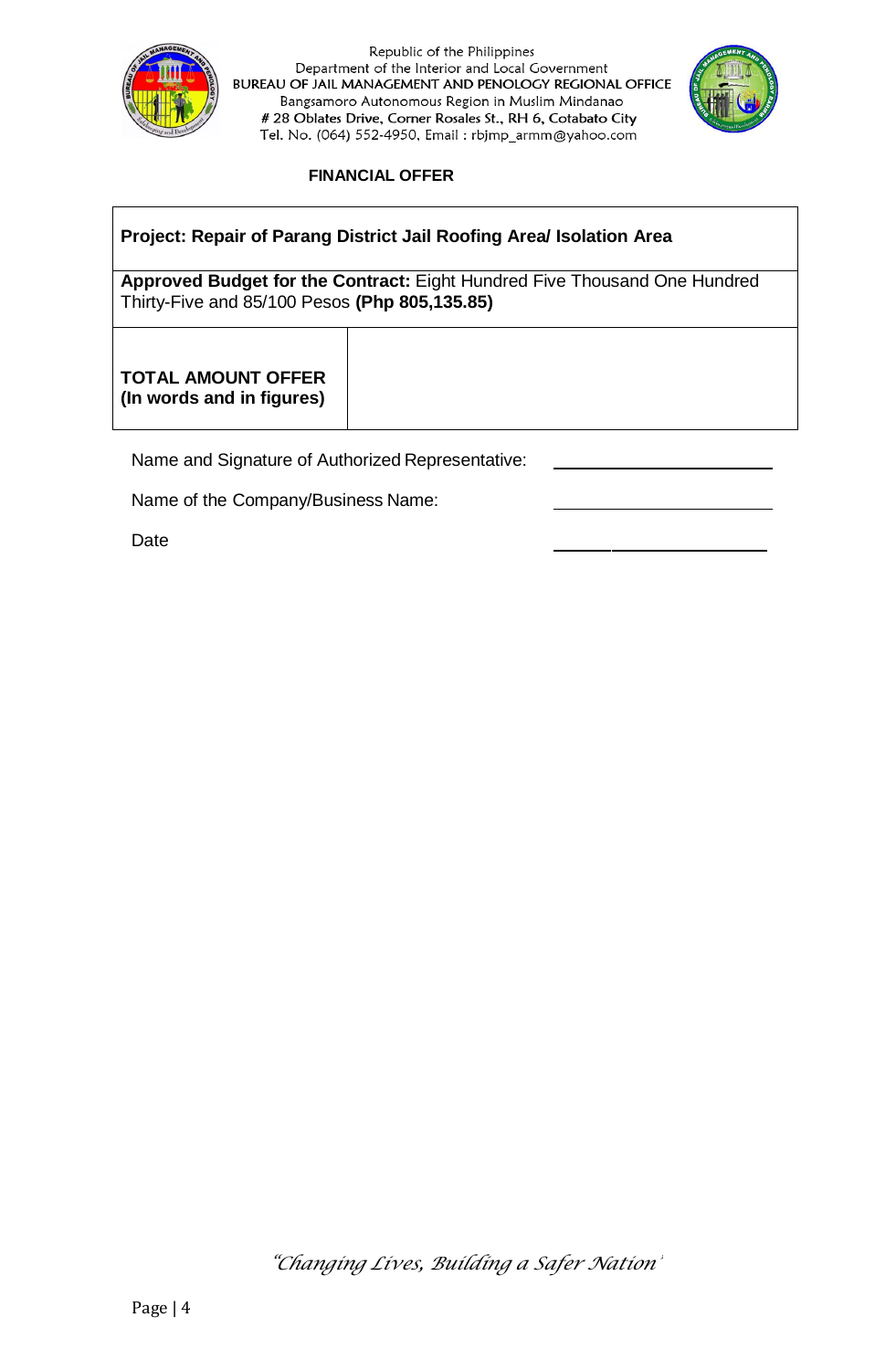**FINANCIAL OFFER**

| | |
|---|---|
| **Project: Repair of Parang District Jail Roofing Area/ Isolation Area** | |
| **Approved Budget for the Contract:** Eight Hundred Five Thousand One Hundred Thirty-Five and 85/100 Pesos **(Php 805,135.85)** | |
| **TOTAL AMOUNT OFFER (In words and in figures)** | |

Name and Signature of Authorized Representative: ____________________

Name of the Company/Business Name: ____________________

Date ____________________